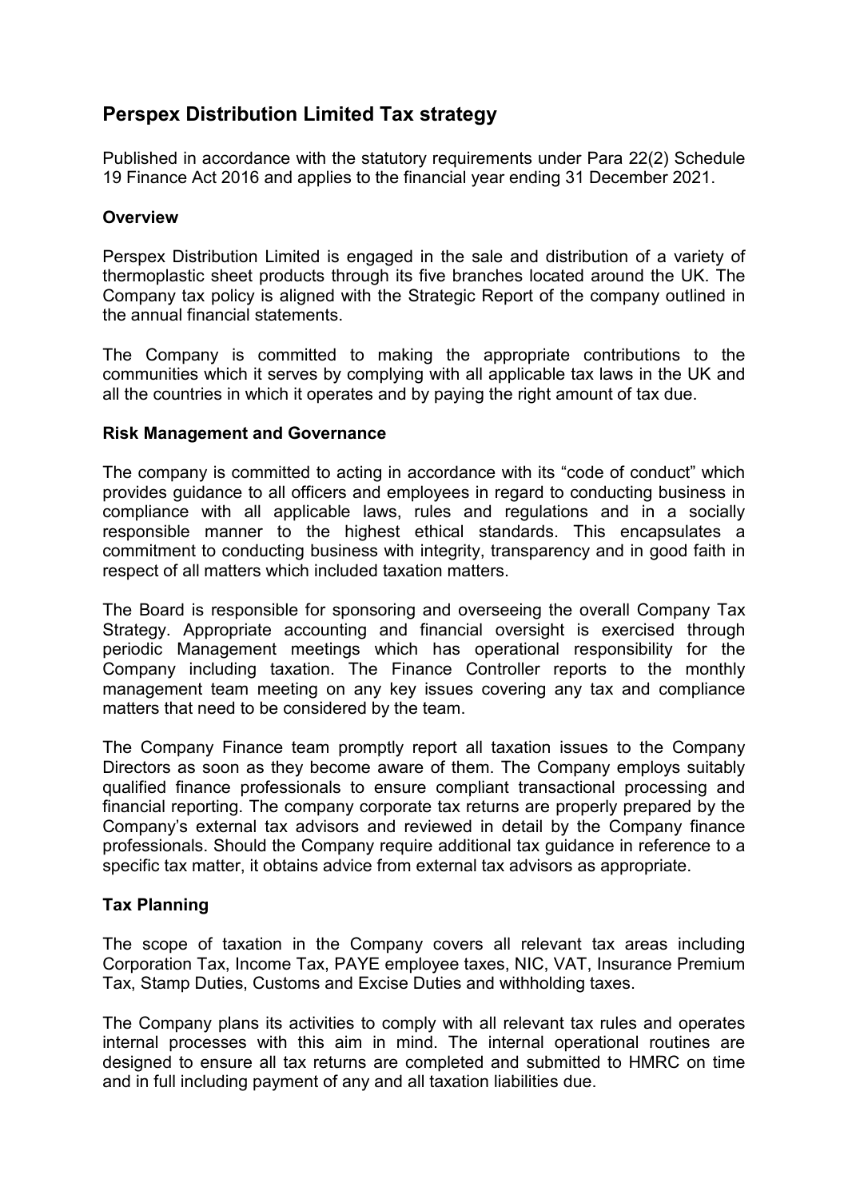# Perspex Distribution Limited Tax strategy

Published in accordance with the statutory requirements under Para 22(2) Schedule 19 Finance Act 2016 and applies to the financial year ending 31 December 2021.

### Overview

Perspex Distribution Limited is engaged in the sale and distribution of a variety of thermoplastic sheet products through its five branches located around the UK. The Company tax policy is aligned with the Strategic Report of the company outlined in the annual financial statements.

The Company is committed to making the appropriate contributions to the communities which it serves by complying with all applicable tax laws in the UK and all the countries in which it operates and by paying the right amount of tax due.

### Risk Management and Governance

The company is committed to acting in accordance with its "code of conduct" which provides guidance to all officers and employees in regard to conducting business in compliance with all applicable laws, rules and regulations and in a socially responsible manner to the highest ethical standards. This encapsulates a commitment to conducting business with integrity, transparency and in good faith in respect of all matters which included taxation matters.

The Board is responsible for sponsoring and overseeing the overall Company Tax Strategy. Appropriate accounting and financial oversight is exercised through periodic Management meetings which has operational responsibility for the Company including taxation. The Finance Controller reports to the monthly management team meeting on any key issues covering any tax and compliance matters that need to be considered by the team.

The Company Finance team promptly report all taxation issues to the Company Directors as soon as they become aware of them. The Company employs suitably qualified finance professionals to ensure compliant transactional processing and financial reporting. The company corporate tax returns are properly prepared by the Company's external tax advisors and reviewed in detail by the Company finance professionals. Should the Company require additional tax guidance in reference to a specific tax matter, it obtains advice from external tax advisors as appropriate.

### Tax Planning

The scope of taxation in the Company covers all relevant tax areas including Corporation Tax, Income Tax, PAYE employee taxes, NIC, VAT, Insurance Premium Tax, Stamp Duties, Customs and Excise Duties and withholding taxes.

The Company plans its activities to comply with all relevant tax rules and operates internal processes with this aim in mind. The internal operational routines are designed to ensure all tax returns are completed and submitted to HMRC on time and in full including payment of any and all taxation liabilities due.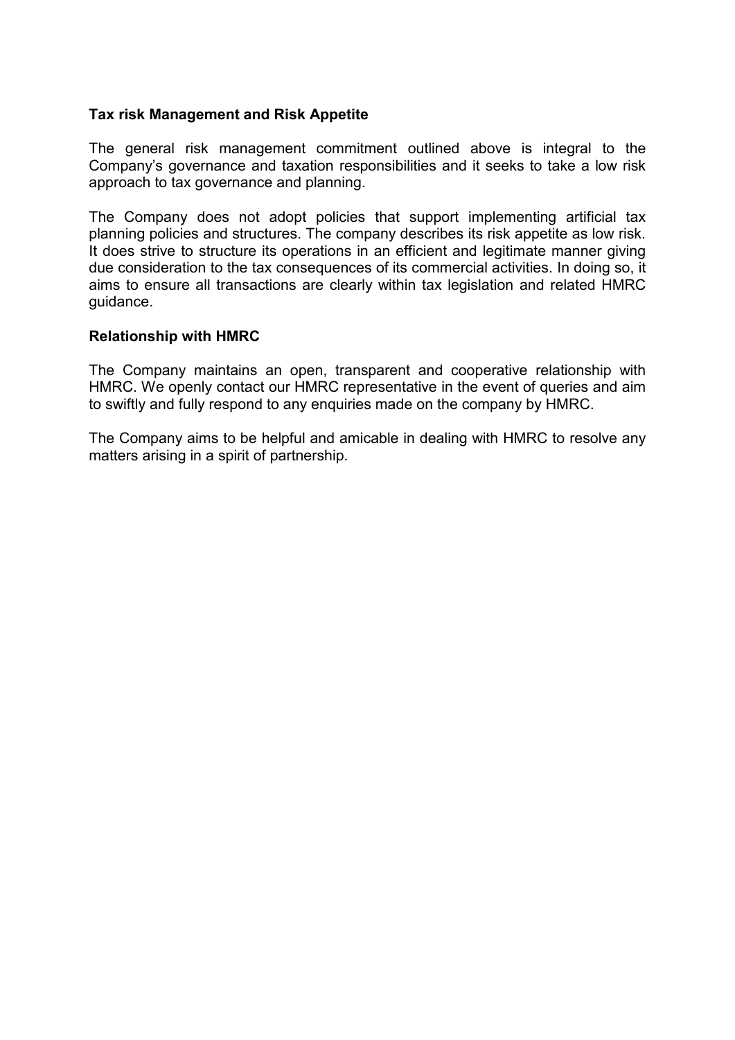## Tax risk Management and Risk Appetite

The general risk management commitment outlined above is integral to the Company's governance and taxation responsibilities and it seeks to take a low risk approach to tax governance and planning.

The Company does not adopt policies that support implementing artificial tax planning policies and structures. The company describes its risk appetite as low risk. It does strive to structure its operations in an efficient and legitimate manner giving due consideration to the tax consequences of its commercial activities. In doing so, it aims to ensure all transactions are clearly within tax legislation and related HMRC guidance.

## Relationship with HMRC

The Company maintains an open, transparent and cooperative relationship with HMRC. We openly contact our HMRC representative in the event of queries and aim to swiftly and fully respond to any enquiries made on the company by HMRC.

The Company aims to be helpful and amicable in dealing with HMRC to resolve any matters arising in a spirit of partnership.